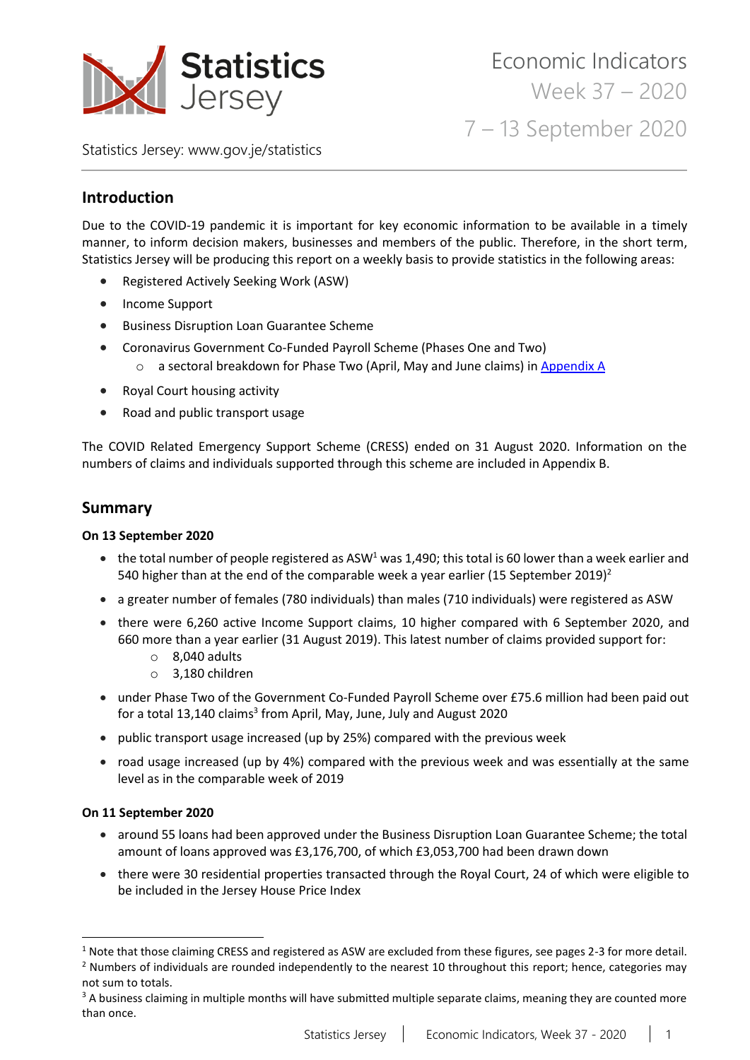# Economic Indicators Week 37 – 2020

## 7 – 13 September 2020

Statistics Jersey: www.gov.je/statistics

## Introduction

Due to the COVID-19 pandemic it is important for key economic information to be available in a timely manner, to inform decision makers, businesses and members of the public. Therefore, in the short term, Statistics Jersey will be producing this report on a weekly basis to provide statistics in the following areas:

- Registered Actively Seeking Work (ASW)
- Income Support
- Business Disruption Loan Guarantee Scheme
- Coronavirus Government Co-Funded Payroll Scheme (Phases One and Two)
  - a sectoral breakdown for Phase Two (April, May and June claims) in Appendix A
- Royal Court housing activity
- Road and public transport usage

The COVID Related Emergency Support Scheme (CRESS) ended on 31 August 2020. Information on the numbers of claims and individuals supported through this scheme are included in Appendix B.

## Summary

**On 13 September 2020**

- the total number of people registered as ASW[1] was 1,490; this total is 60 lower than a week earlier and 540 higher than at the end of the comparable week a year earlier (15 September 2019)[2]
- a greater number of females (780 individuals) than males (710 individuals) were registered as ASW
- there were 6,260 active Income Support claims, 10 higher compared with 6 September 2020, and 660 more than a year earlier (31 August 2019). This latest number of claims provided support for:
  - 8,040 adults
  - 3,180 children
- under Phase Two of the Government Co-Funded Payroll Scheme over £75.6 million had been paid out for a total 13,140 claims[3] from April, May, June, July and August 2020
- public transport usage increased (up by 25%) compared with the previous week
- road usage increased (up by 4%) compared with the previous week and was essentially at the same level as in the comparable week of 2019

**On 11 September 2020**

- around 55 loans had been approved under the Business Disruption Loan Guarantee Scheme; the total amount of loans approved was £3,176,700, of which £3,053,700 had been drawn down
- there were 30 residential properties transacted through the Royal Court, 24 of which were eligible to be included in the Jersey House Price Index

---

[1] Note that those claiming CRESS and registered as ASW are excluded from these figures, see pages 2-3 for more detail.

[2] Numbers of individuals are rounded independently to the nearest 10 throughout this report; hence, categories may not sum to totals.

[3] A business claiming in multiple months will have submitted multiple separate claims, meaning they are counted more than once.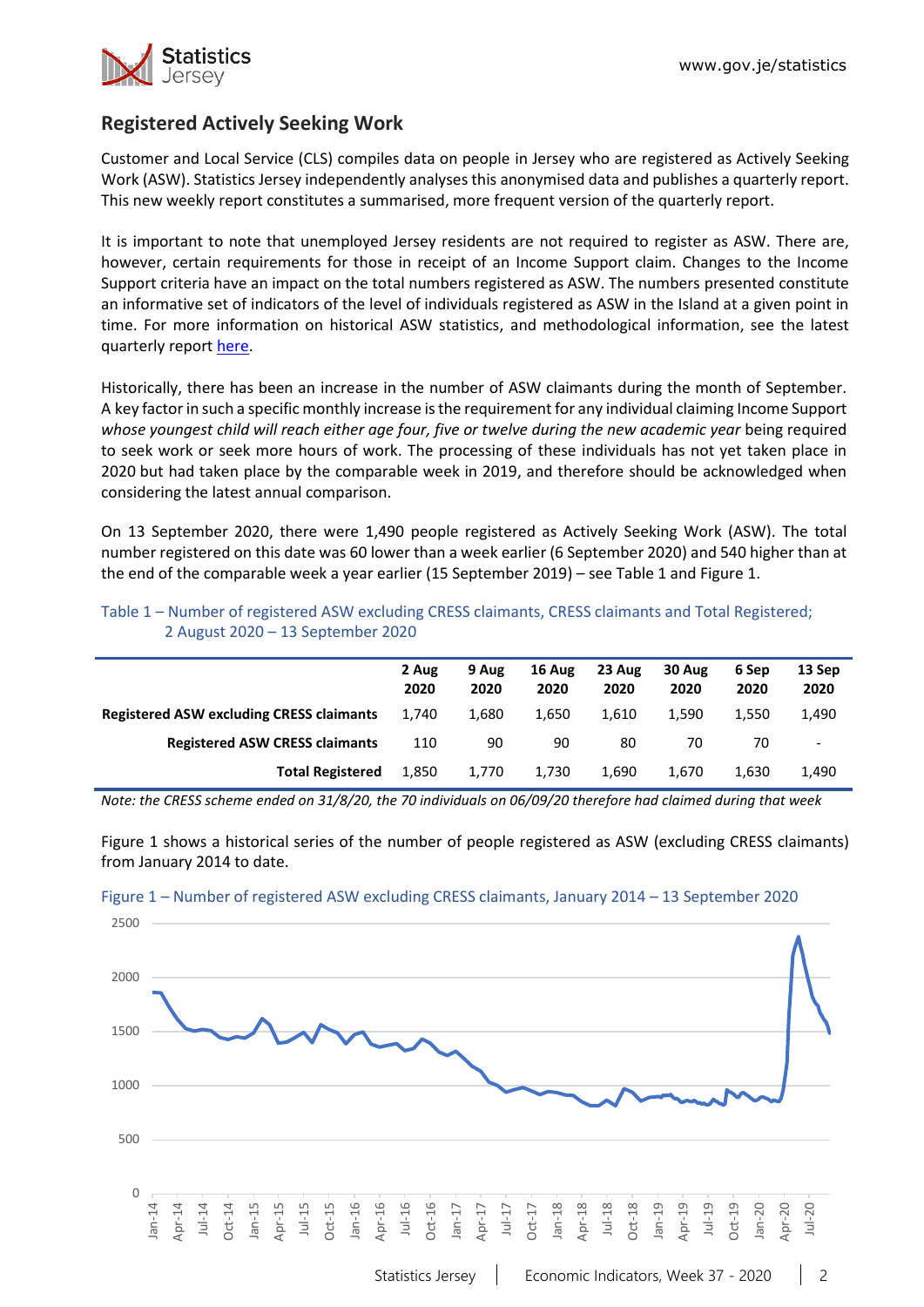## Registered Actively Seeking Work

Customer and Local Service (CLS) compiles data on people in Jersey who are registered as Actively Seeking Work (ASW). Statistics Jersey independently analyses this anonymised data and publishes a quarterly report. This new weekly report constitutes a summarised, more frequent version of the quarterly report.

It is important to note that unemployed Jersey residents are not required to register as ASW. There are, however, certain requirements for those in receipt of an Income Support claim. Changes to the Income Support criteria have an impact on the total numbers registered as ASW. The numbers presented constitute an informative set of indicators of the level of individuals registered as ASW in the Island at a given point in time. For more information on historical ASW statistics, and methodological information, see the latest quarterly report here.

Historically, there has been an increase in the number of ASW claimants during the month of September. A key factor in such a specific monthly increase is the requirement for any individual claiming Income Support *whose youngest child will reach either age four, five or twelve during the new academic year* being required to seek work or seek more hours of work. The processing of these individuals has not yet taken place in 2020 but had taken place by the comparable week in 2019, and therefore should be acknowledged when considering the latest annual comparison.

On 13 September 2020, there were 1,490 people registered as Actively Seeking Work (ASW). The total number registered on this date was 60 lower than a week earlier (6 September 2020) and 540 higher than at the end of the comparable week a year earlier (15 September 2019) – see Table 1 and Figure 1.

Table 1 – Number of registered ASW excluding CRESS claimants, CRESS claimants and Total Registered; 2 August 2020 – 13 September 2020

| | 2 Aug 2020 | 9 Aug 2020 | 16 Aug 2020 | 23 Aug 2020 | 30 Aug 2020 | 6 Sep 2020 | 13 Sep 2020 |
|---|---|---|---|---|---|---|---|
| **Registered ASW excluding CRESS claimants** | 1,740 | 1,680 | 1,650 | 1,610 | 1,590 | 1,550 | 1,490 |
| **Registered ASW CRESS claimants** | 110 | 90 | 90 | 80 | 70 | 70 | - |
| **Total Registered** | 1,850 | 1,770 | 1,730 | 1,690 | 1,670 | 1,630 | 1,490 |

*Note: the CRESS scheme ended on 31/8/20, the 70 individuals on 06/09/20 therefore had claimed during that week*

Figure 1 shows a historical series of the number of people registered as ASW (excluding CRESS claimants) from January 2014 to date.

Figure 1 – Number of registered ASW excluding CRESS claimants, January 2014 – 13 September 2020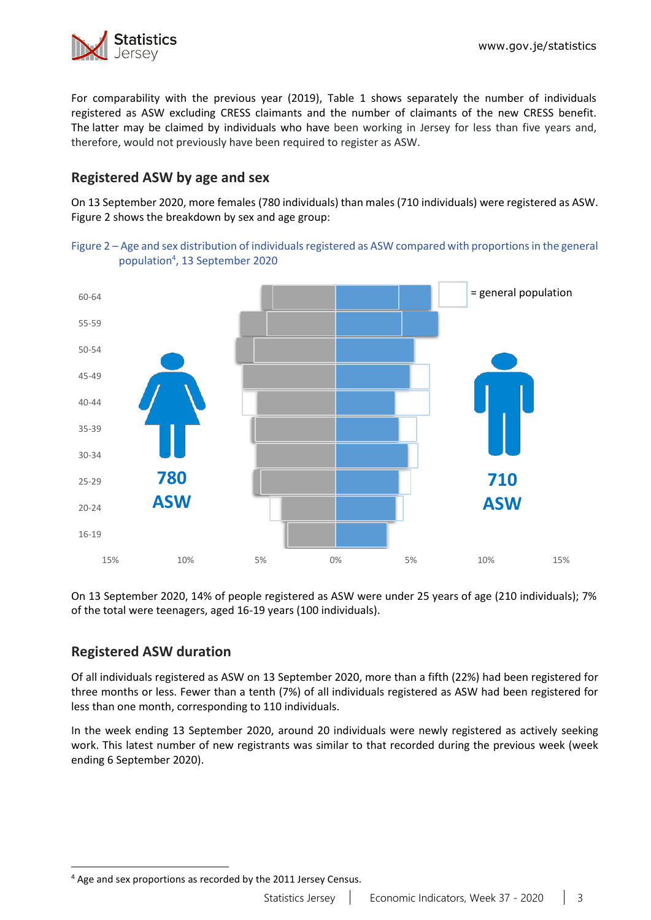For comparability with the previous year (2019), Table 1 shows separately the number of individuals registered as ASW excluding CRESS claimants and the number of claimants of the new CRESS benefit. The latter may be claimed by individuals who have been working in Jersey for less than five years and, therefore, would not previously have been required to register as ASW.

## Registered ASW by age and sex

On 13 September 2020, more females (780 individuals) than males (710 individuals) were registered as ASW. Figure 2 shows the breakdown by sex and age group:

Figure 2 – Age and sex distribution of individuals registered as ASW compared with proportions in the general population[4], 13 September 2020

On 13 September 2020, 14% of people registered as ASW were under 25 years of age (210 individuals); 7% of the total were teenagers, aged 16-19 years (100 individuals).

## Registered ASW duration

Of all individuals registered as ASW on 13 September 2020, more than a fifth (22%) had been registered for three months or less. Fewer than a tenth (7%) of all individuals registered as ASW had been registered for less than one month, corresponding to 110 individuals.

In the week ending 13 September 2020, around 20 individuals were newly registered as actively seeking work. This latest number of new registrants was similar to that recorded during the previous week (week ending 6 September 2020).

[4] Age and sex proportions as recorded by the 2011 Jersey Census.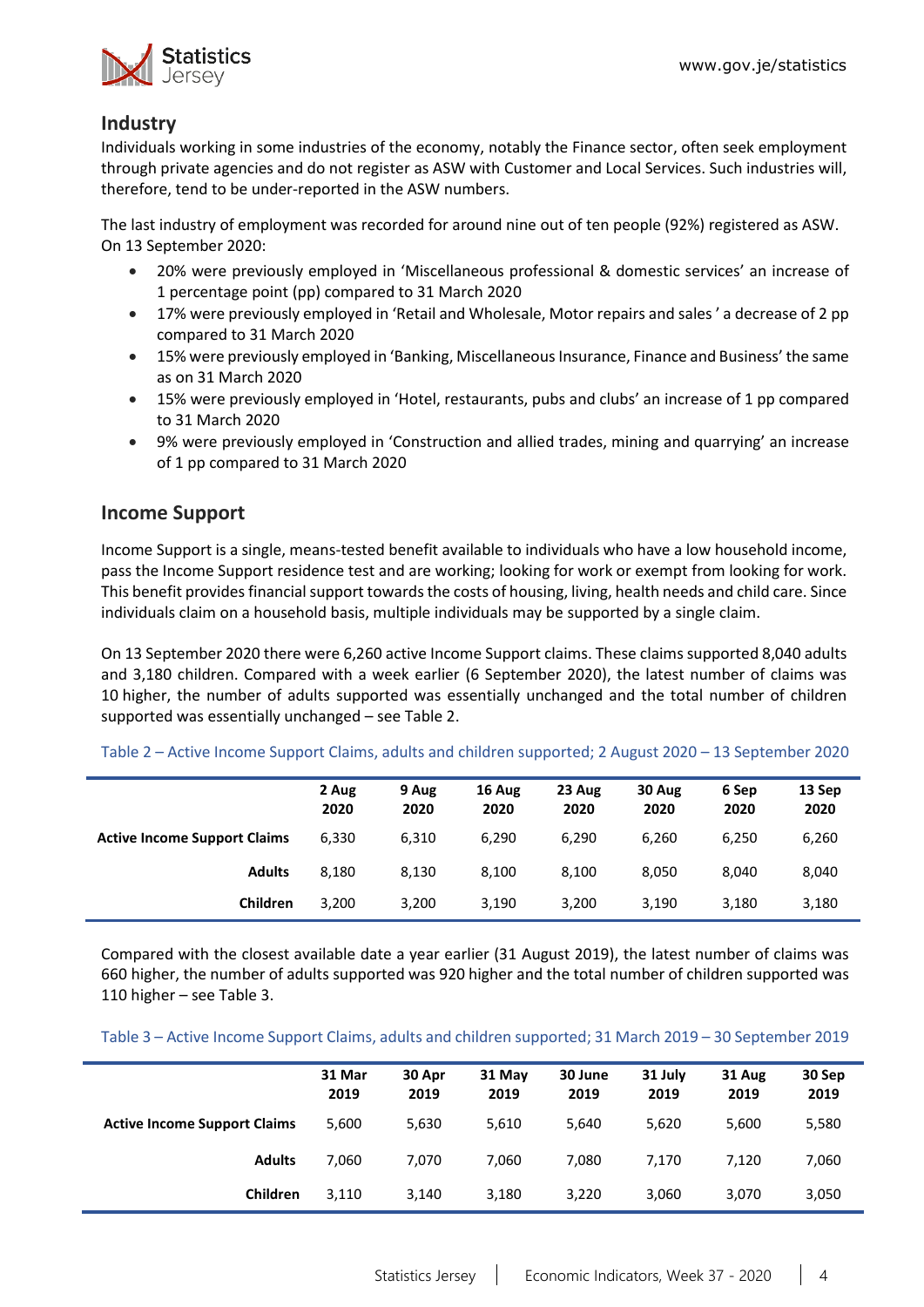## Industry

Individuals working in some industries of the economy, notably the Finance sector, often seek employment through private agencies and do not register as ASW with Customer and Local Services. Such industries will, therefore, tend to be under-reported in the ASW numbers.

The last industry of employment was recorded for around nine out of ten people (92%) registered as ASW. On 13 September 2020:

- 20% were previously employed in 'Miscellaneous professional & domestic services' an increase of 1 percentage point (pp) compared to 31 March 2020
- 17% were previously employed in 'Retail and Wholesale, Motor repairs and sales ' a decrease of 2 pp compared to 31 March 2020
- 15% were previously employed in 'Banking, Miscellaneous Insurance, Finance and Business' the same as on 31 March 2020
- 15% were previously employed in 'Hotel, restaurants, pubs and clubs' an increase of 1 pp compared to 31 March 2020
- 9% were previously employed in 'Construction and allied trades, mining and quarrying' an increase of 1 pp compared to 31 March 2020

## Income Support

Income Support is a single, means-tested benefit available to individuals who have a low household income, pass the Income Support residence test and are working; looking for work or exempt from looking for work. This benefit provides financial support towards the costs of housing, living, health needs and child care. Since individuals claim on a household basis, multiple individuals may be supported by a single claim.

On 13 September 2020 there were 6,260 active Income Support claims. These claims supported 8,040 adults and 3,180 children. Compared with a week earlier (6 September 2020), the latest number of claims was 10 higher, the number of adults supported was essentially unchanged and the total number of children supported was essentially unchanged – see Table 2.

Table 2 – Active Income Support Claims, adults and children supported; 2 August 2020 – 13 September 2020

| | 2 Aug 2020 | 9 Aug 2020 | 16 Aug 2020 | 23 Aug 2020 | 30 Aug 2020 | 6 Sep 2020 | 13 Sep 2020 |
|---|---|---|---|---|---|---|---|
| **Active Income Support Claims** | 6,330 | 6,310 | 6,290 | 6,290 | 6,260 | 6,250 | 6,260 |
| **Adults** | 8,180 | 8,130 | 8,100 | 8,100 | 8,050 | 8,040 | 8,040 |
| **Children** | 3,200 | 3,200 | 3,190 | 3,200 | 3,190 | 3,180 | 3,180 |

Compared with the closest available date a year earlier (31 August 2019), the latest number of claims was 660 higher, the number of adults supported was 920 higher and the total number of children supported was 110 higher – see Table 3.

Table 3 – Active Income Support Claims, adults and children supported; 31 March 2019 – 30 September 2019

| | 31 Mar 2019 | 30 Apr 2019 | 31 May 2019 | 30 June 2019 | 31 July 2019 | 31 Aug 2019 | 30 Sep 2019 |
|---|---|---|---|---|---|---|---|
| **Active Income Support Claims** | 5,600 | 5,630 | 5,610 | 5,640 | 5,620 | 5,600 | 5,580 |
| **Adults** | 7,060 | 7,070 | 7,060 | 7,080 | 7,170 | 7,120 | 7,060 |
| **Children** | 3,110 | 3,140 | 3,180 | 3,220 | 3,060 | 3,070 | 3,050 |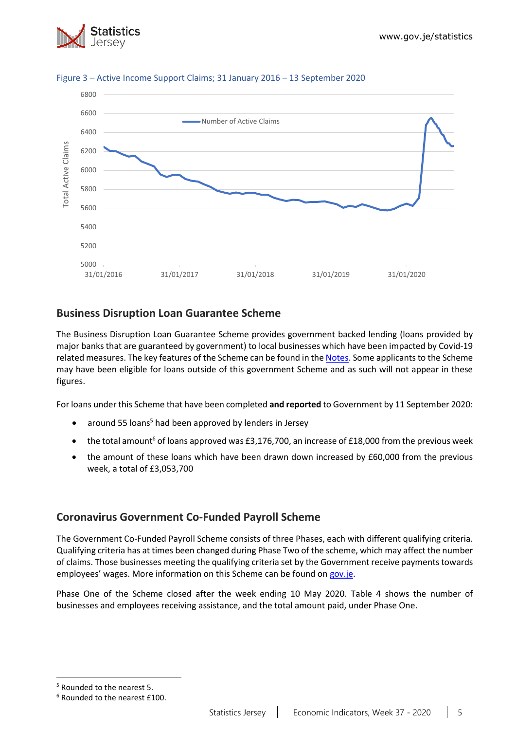Figure 3 – Active Income Support Claims; 31 January 2016 – 13 September 2020

## Business Disruption Loan Guarantee Scheme

The Business Disruption Loan Guarantee Scheme provides government backed lending (loans provided by major banks that are guaranteed by government) to local businesses which have been impacted by Covid-19 related measures. The key features of the Scheme can be found in the Notes. Some applicants to the Scheme may have been eligible for loans outside of this government Scheme and as such will not appear in these figures.

For loans under this Scheme that have been completed **and reported** to Government by 11 September 2020:

- around 55 loans[5] had been approved by lenders in Jersey
- the total amount[6] of loans approved was £3,176,700, an increase of £18,000 from the previous week
- the amount of these loans which have been drawn down increased by £60,000 from the previous week, a total of £3,053,700

## Coronavirus Government Co-Funded Payroll Scheme

The Government Co-Funded Payroll Scheme consists of three Phases, each with different qualifying criteria. Qualifying criteria has at times been changed during Phase Two of the scheme, which may affect the number of claims. Those businesses meeting the qualifying criteria set by the Government receive payments towards employees' wages. More information on this Scheme can be found on gov.je.

Phase One of the Scheme closed after the week ending 10 May 2020. Table 4 shows the number of businesses and employees receiving assistance, and the total amount paid, under Phase One.

[5] Rounded to the nearest 5.

[6] Rounded to the nearest £100.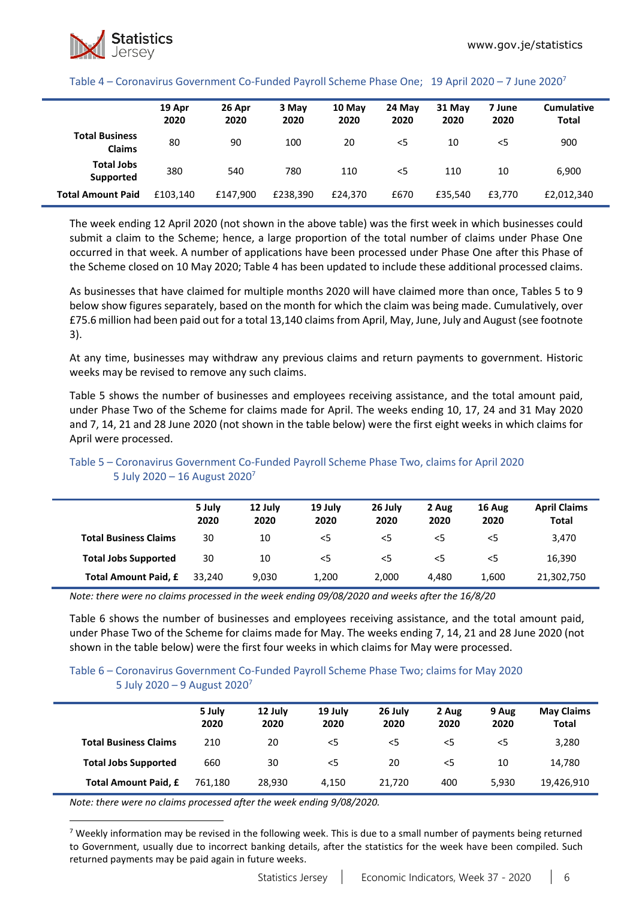Table 4 – Coronavirus Government Co-Funded Payroll Scheme Phase One; 19 April 2020 – 7 June 2020[7]

| | 19 Apr 2020 | 26 Apr 2020 | 3 May 2020 | 10 May 2020 | 24 May 2020 | 31 May 2020 | 7 June 2020 | Cumulative Total |
|---|---|---|---|---|---|---|---|---|
| **Total Business Claims** | 80 | 90 | 100 | 20 | <5 | 10 | <5 | 900 |
| **Total Jobs Supported** | 380 | 540 | 780 | 110 | <5 | 110 | 10 | 6,900 |
| **Total Amount Paid** | £103,140 | £147,900 | £238,390 | £24,370 | £670 | £35,540 | £3,770 | £2,012,340 |

The week ending 12 April 2020 (not shown in the above table) was the first week in which businesses could submit a claim to the Scheme; hence, a large proportion of the total number of claims under Phase One occurred in that week. A number of applications have been processed under Phase One after this Phase of the Scheme closed on 10 May 2020; Table 4 has been updated to include these additional processed claims.

As businesses that have claimed for multiple months 2020 will have claimed more than once, Tables 5 to 9 below show figures separately, based on the month for which the claim was being made. Cumulatively, over £75.6 million had been paid out for a total 13,140 claims from April, May, June, July and August (see footnote 3).

At any time, businesses may withdraw any previous claims and return payments to government. Historic weeks may be revised to remove any such claims.

Table 5 shows the number of businesses and employees receiving assistance, and the total amount paid, under Phase Two of the Scheme for claims made for April. The weeks ending 10, 17, 24 and 31 May 2020 and 7, 14, 21 and 28 June 2020 (not shown in the table below) were the first eight weeks in which claims for April were processed.

Table 5 – Coronavirus Government Co-Funded Payroll Scheme Phase Two, claims for April 2020
5 July 2020 – 16 August 2020[7]

| | 5 July 2020 | 12 July 2020 | 19 July 2020 | 26 July 2020 | 2 Aug 2020 | 16 Aug 2020 | April Claims Total |
|---|---|---|---|---|---|---|---|
| **Total Business Claims** | 30 | 10 | <5 | <5 | <5 | <5 | 3,470 |
| **Total Jobs Supported** | 30 | 10 | <5 | <5 | <5 | <5 | 16,390 |
| **Total Amount Paid, £** | 33,240 | 9,030 | 1,200 | 2,000 | 4,480 | 1,600 | 21,302,750 |

*Note: there were no claims processed in the week ending 09/08/2020 and weeks after the 16/8/20*

Table 6 shows the number of businesses and employees receiving assistance, and the total amount paid, under Phase Two of the Scheme for claims made for May. The weeks ending 7, 14, 21 and 28 June 2020 (not shown in the table below) were the first four weeks in which claims for May were processed.

Table 6 – Coronavirus Government Co-Funded Payroll Scheme Phase Two; claims for May 2020
5 July 2020 – 9 August 2020[7]

| | 5 July 2020 | 12 July 2020 | 19 July 2020 | 26 July 2020 | 2 Aug 2020 | 9 Aug 2020 | May Claims Total |
|---|---|---|---|---|---|---|---|
| **Total Business Claims** | 210 | 20 | <5 | <5 | <5 | <5 | 3,280 |
| **Total Jobs Supported** | 660 | 30 | <5 | 20 | <5 | 10 | 14,780 |
| **Total Amount Paid, £** | 761,180 | 28,930 | 4,150 | 21,720 | 400 | 5,930 | 19,426,910 |

*Note: there were no claims processed after the week ending 9/08/2020.*

[7] Weekly information may be revised in the following week. This is due to a small number of payments being returned to Government, usually due to incorrect banking details, after the statistics for the week have been compiled. Such returned payments may be paid again in future weeks.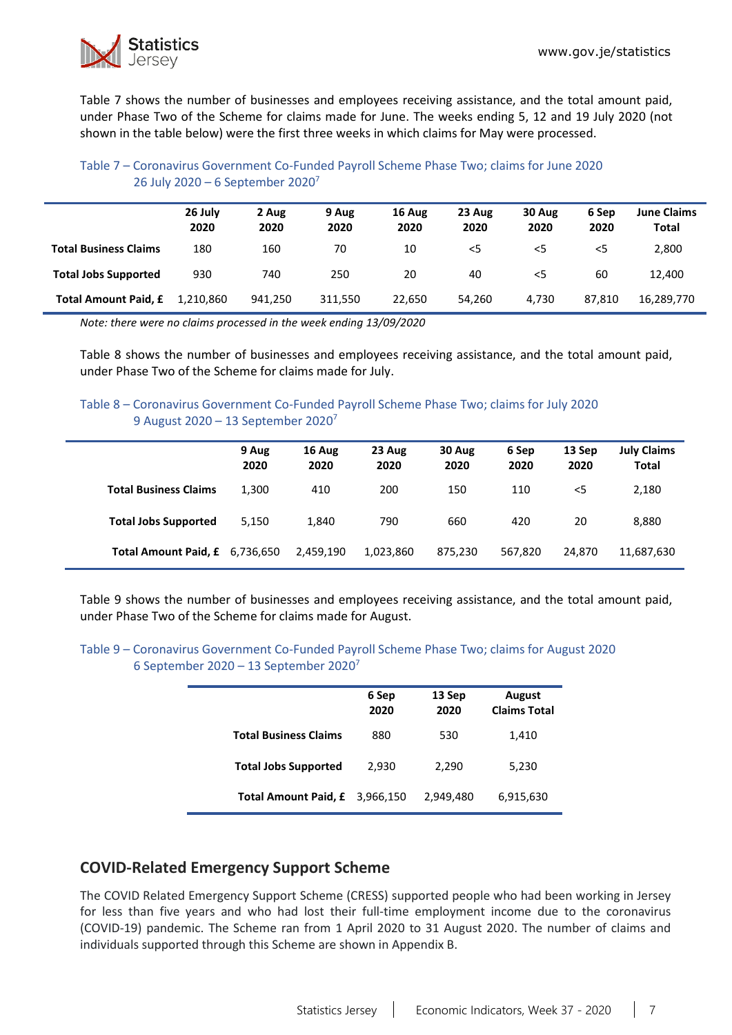Table 7 shows the number of businesses and employees receiving assistance, and the total amount paid, under Phase Two of the Scheme for claims made for June. The weeks ending 5, 12 and 19 July 2020 (not shown in the table below) were the first three weeks in which claims for May were processed.

Table 7 – Coronavirus Government Co-Funded Payroll Scheme Phase Two; claims for June 2020
26 July 2020 – 6 September 2020[7]

| | 26 July 2020 | 2 Aug 2020 | 9 Aug 2020 | 16 Aug 2020 | 23 Aug 2020 | 30 Aug 2020 | 6 Sep 2020 | June Claims Total |
|---|---|---|---|---|---|---|---|---|
| **Total Business Claims** | 180 | 160 | 70 | 10 | <5 | <5 | <5 | 2,800 |
| **Total Jobs Supported** | 930 | 740 | 250 | 20 | 40 | <5 | 60 | 12,400 |
| **Total Amount Paid, £** | 1,210,860 | 941,250 | 311,550 | 22,650 | 54,260 | 4,730 | 87,810 | 16,289,770 |

*Note: there were no claims processed in the week ending 13/09/2020*

Table 8 shows the number of businesses and employees receiving assistance, and the total amount paid, under Phase Two of the Scheme for claims made for July.

Table 8 – Coronavirus Government Co-Funded Payroll Scheme Phase Two; claims for July 2020
9 August 2020 – 13 September 2020[7]

| | 9 Aug 2020 | 16 Aug 2020 | 23 Aug 2020 | 30 Aug 2020 | 6 Sep 2020 | 13 Sep 2020 | July Claims Total |
|---|---|---|---|---|---|---|---|
| **Total Business Claims** | 1,300 | 410 | 200 | 150 | 110 | <5 | 2,180 |
| **Total Jobs Supported** | 5,150 | 1,840 | 790 | 660 | 420 | 20 | 8,880 |
| **Total Amount Paid, £** | 6,736,650 | 2,459,190 | 1,023,860 | 875,230 | 567,820 | 24,870 | 11,687,630 |

Table 9 shows the number of businesses and employees receiving assistance, and the total amount paid, under Phase Two of the Scheme for claims made for August.

Table 9 – Coronavirus Government Co-Funded Payroll Scheme Phase Two; claims for August 2020
6 September 2020 – 13 September 2020[7]

| | 6 Sep 2020 | 13 Sep 2020 | August Claims Total |
|---|---|---|---|
| **Total Business Claims** | 880 | 530 | 1,410 |
| **Total Jobs Supported** | 2,930 | 2,290 | 5,230 |
| **Total Amount Paid, £** | 3,966,150 | 2,949,480 | 6,915,630 |

## COVID-Related Emergency Support Scheme

The COVID Related Emergency Support Scheme (CRESS) supported people who had been working in Jersey for less than five years and who had lost their full-time employment income due to the coronavirus (COVID-19) pandemic. The Scheme ran from 1 April 2020 to 31 August 2020. The number of claims and individuals supported through this Scheme are shown in Appendix B.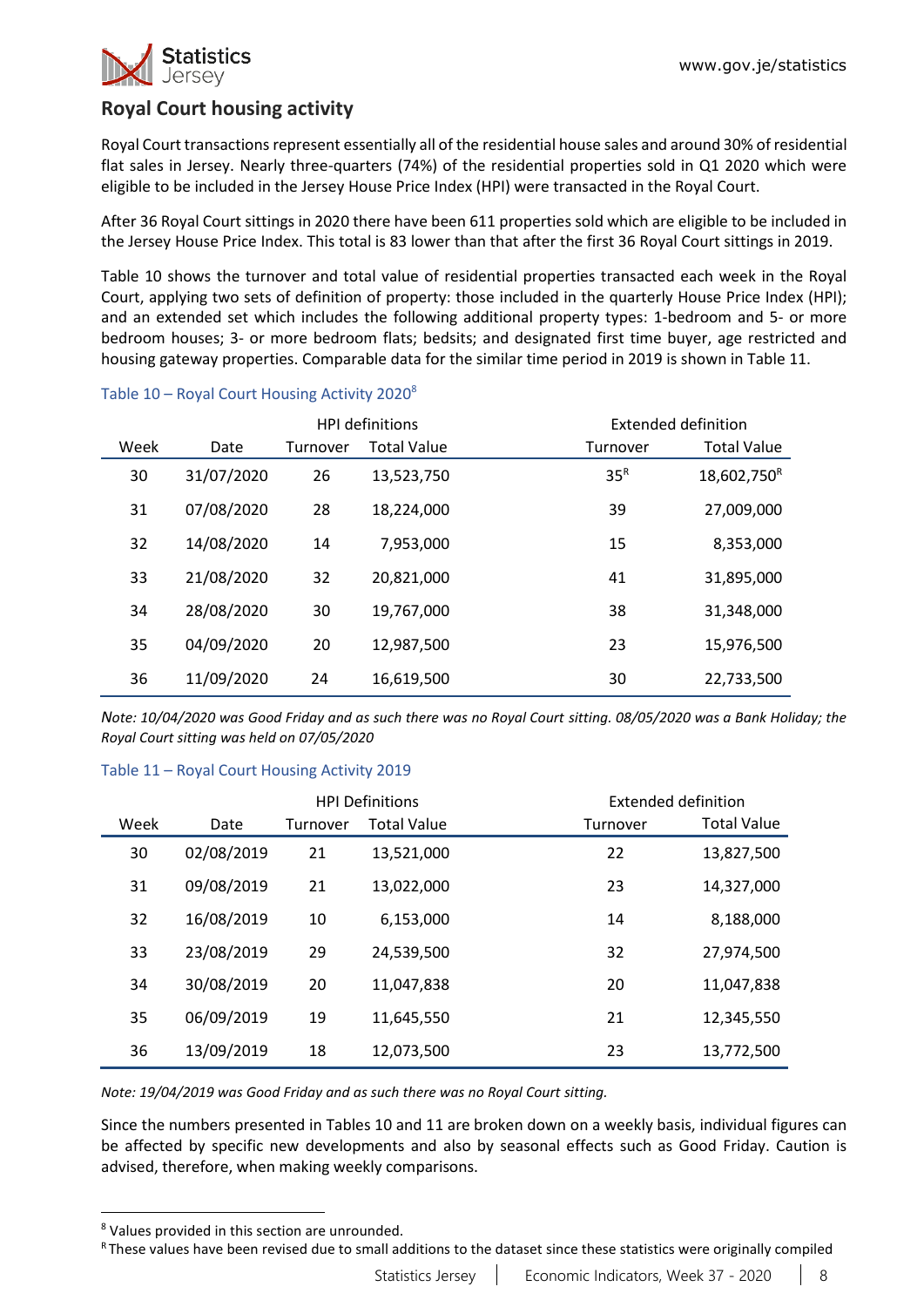## Royal Court housing activity

Royal Court transactions represent essentially all of the residential house sales and around 30% of residential flat sales in Jersey. Nearly three-quarters (74%) of the residential properties sold in Q1 2020 which were eligible to be included in the Jersey House Price Index (HPI) were transacted in the Royal Court.

After 36 Royal Court sittings in 2020 there have been 611 properties sold which are eligible to be included in the Jersey House Price Index. This total is 83 lower than that after the first 36 Royal Court sittings in 2019.

Table 10 shows the turnover and total value of residential properties transacted each week in the Royal Court, applying two sets of definition of property: those included in the quarterly House Price Index (HPI); and an extended set which includes the following additional property types: 1-bedroom and 5- or more bedroom houses; 3- or more bedroom flats; bedsits; and designated first time buyer, age restricted and housing gateway properties. Comparable data for the similar time period in 2019 is shown in Table 11.

Table 10 – Royal Court Housing Activity 2020[8]

| | | HPI definitions | | Extended definition | |
|---|---|---|---|---|---|
| Week | Date | Turnover | Total Value | Turnover | Total Value |
| 30 | 31/07/2020 | 26 | 13,523,750 | 35[R] | 18,602,750[R] |
| 31 | 07/08/2020 | 28 | 18,224,000 | 39 | 27,009,000 |
| 32 | 14/08/2020 | 14 | 7,953,000 | 15 | 8,353,000 |
| 33 | 21/08/2020 | 32 | 20,821,000 | 41 | 31,895,000 |
| 34 | 28/08/2020 | 30 | 19,767,000 | 38 | 31,348,000 |
| 35 | 04/09/2020 | 20 | 12,987,500 | 23 | 15,976,500 |
| 36 | 11/09/2020 | 24 | 16,619,500 | 30 | 22,733,500 |

*Note: 10/04/2020 was Good Friday and as such there was no Royal Court sitting. 08/05/2020 was a Bank Holiday; the Royal Court sitting was held on 07/05/2020*

Table 11 – Royal Court Housing Activity 2019

| | | HPI Definitions | | Extended definition | |
|---|---|---|---|---|---|
| Week | Date | Turnover | Total Value | Turnover | Total Value |
| 30 | 02/08/2019 | 21 | 13,521,000 | 22 | 13,827,500 |
| 31 | 09/08/2019 | 21 | 13,022,000 | 23 | 14,327,000 |
| 32 | 16/08/2019 | 10 | 6,153,000 | 14 | 8,188,000 |
| 33 | 23/08/2019 | 29 | 24,539,500 | 32 | 27,974,500 |
| 34 | 30/08/2019 | 20 | 11,047,838 | 20 | 11,047,838 |
| 35 | 06/09/2019 | 19 | 11,645,550 | 21 | 12,345,550 |
| 36 | 13/09/2019 | 18 | 12,073,500 | 23 | 13,772,500 |

*Note: 19/04/2019 was Good Friday and as such there was no Royal Court sitting.*

Since the numbers presented in Tables 10 and 11 are broken down on a weekly basis, individual figures can be affected by specific new developments and also by seasonal effects such as Good Friday. Caution is advised, therefore, when making weekly comparisons.

[8] Values provided in this section are unrounded.

[R] These values have been revised due to small additions to the dataset since these statistics were originally compiled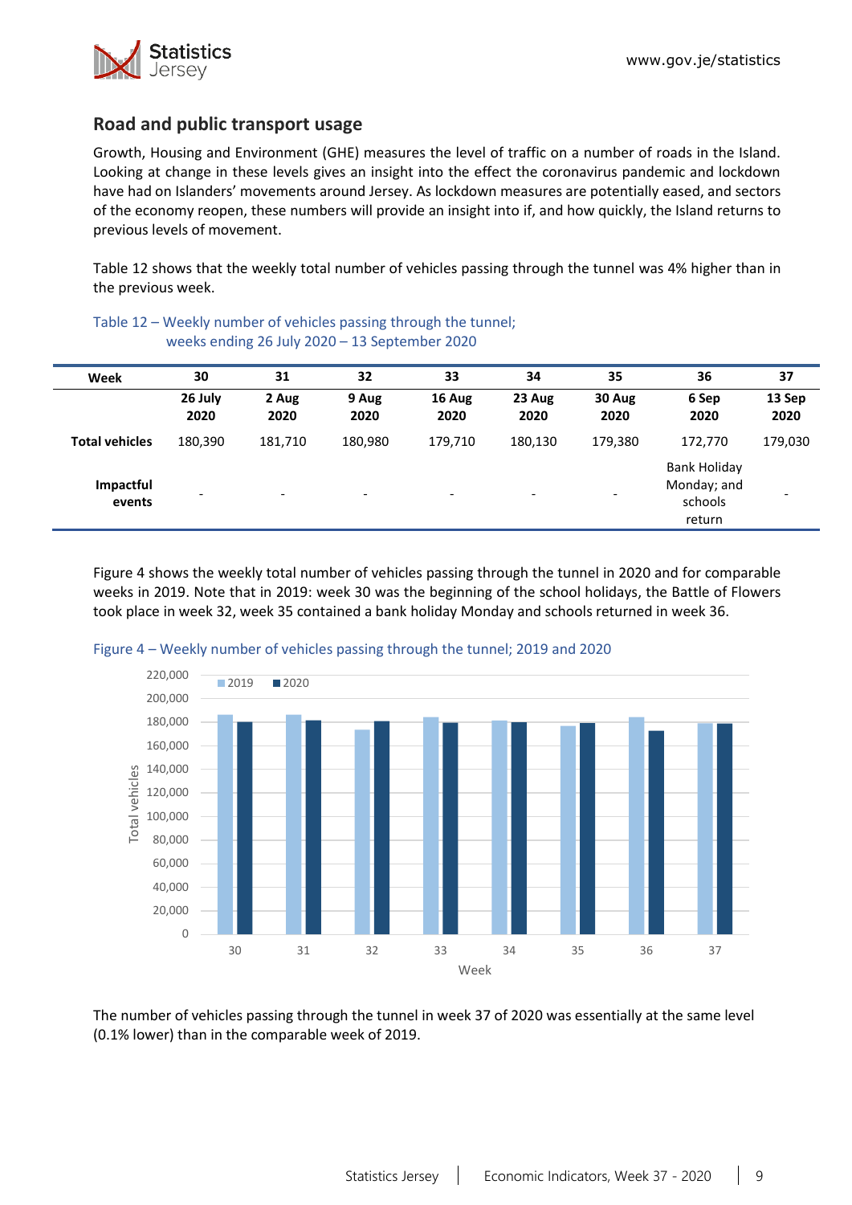## Road and public transport usage

Growth, Housing and Environment (GHE) measures the level of traffic on a number of roads in the Island. Looking at change in these levels gives an insight into the effect the coronavirus pandemic and lockdown have had on Islanders' movements around Jersey. As lockdown measures are potentially eased, and sectors of the economy reopen, these numbers will provide an insight into if, and how quickly, the Island returns to previous levels of movement.

Table 12 shows that the weekly total number of vehicles passing through the tunnel was 4% higher than in the previous week.

Table 12 – Weekly number of vehicles passing through the tunnel; weeks ending 26 July 2020 – 13 September 2020

| Week | 30 | 31 | 32 | 33 | 34 | 35 | 36 | 37 |
|---|---|---|---|---|---|---|---|---|
| | 26 July 2020 | 2 Aug 2020 | 9 Aug 2020 | 16 Aug 2020 | 23 Aug 2020 | 30 Aug 2020 | 6 Sep 2020 | 13 Sep 2020 |
| **Total vehicles** | 180,390 | 181,710 | 180,980 | 179,710 | 180,130 | 179,380 | 172,770 | 179,030 |
| **Impactful events** | - | - | - | - | - | - | Bank Holiday Monday; and schools return | - |

Figure 4 shows the weekly total number of vehicles passing through the tunnel in 2020 and for comparable weeks in 2019. Note that in 2019: week 30 was the beginning of the school holidays, the Battle of Flowers took place in week 32, week 35 contained a bank holiday Monday and schools returned in week 36.

Figure 4 – Weekly number of vehicles passing through the tunnel; 2019 and 2020

The number of vehicles passing through the tunnel in week 37 of 2020 was essentially at the same level (0.1% lower) than in the comparable week of 2019.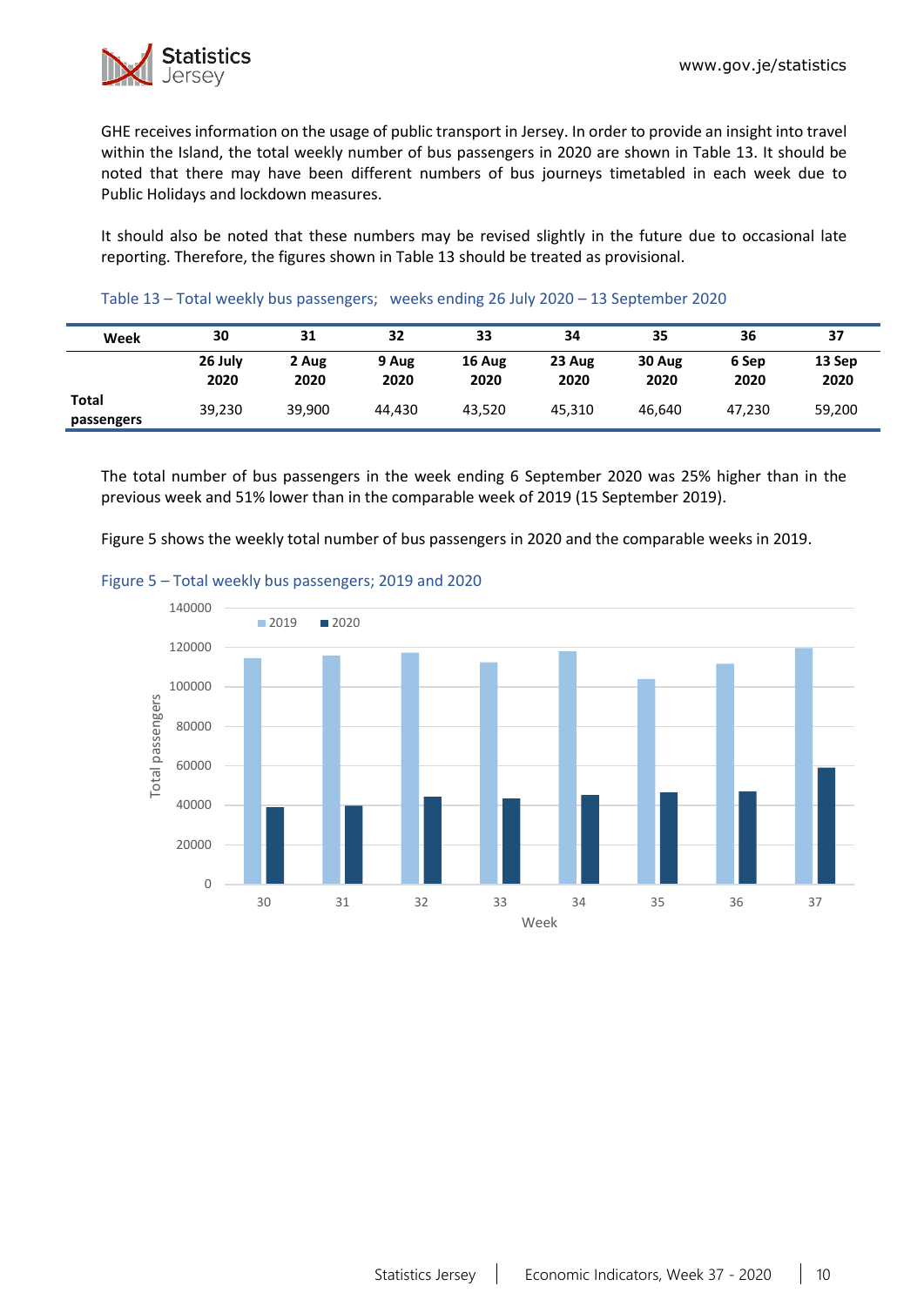GHE receives information on the usage of public transport in Jersey. In order to provide an insight into travel within the Island, the total weekly number of bus passengers in 2020 are shown in Table 13. It should be noted that there may have been different numbers of bus journeys timetabled in each week due to Public Holidays and lockdown measures.

It should also be noted that these numbers may be revised slightly in the future due to occasional late reporting. Therefore, the figures shown in Table 13 should be treated as provisional.

Table 13 – Total weekly bus passengers; weeks ending 26 July 2020 – 13 September 2020

| Week | 30 | 31 | 32 | 33 | 34 | 35 | 36 | 37 |
|---|---|---|---|---|---|---|---|---|
| | 26 July 2020 | 2 Aug 2020 | 9 Aug 2020 | 16 Aug 2020 | 23 Aug 2020 | 30 Aug 2020 | 6 Sep 2020 | 13 Sep 2020 |
| Total passengers | 39,230 | 39,900 | 44,430 | 43,520 | 45,310 | 46,640 | 47,230 | 59,200 |

The total number of bus passengers in the week ending 6 September 2020 was 25% higher than in the previous week and 51% lower than in the comparable week of 2019 (15 September 2019).

Figure 5 shows the weekly total number of bus passengers in 2020 and the comparable weeks in 2019.

Figure 5 – Total weekly bus passengers; 2019 and 2020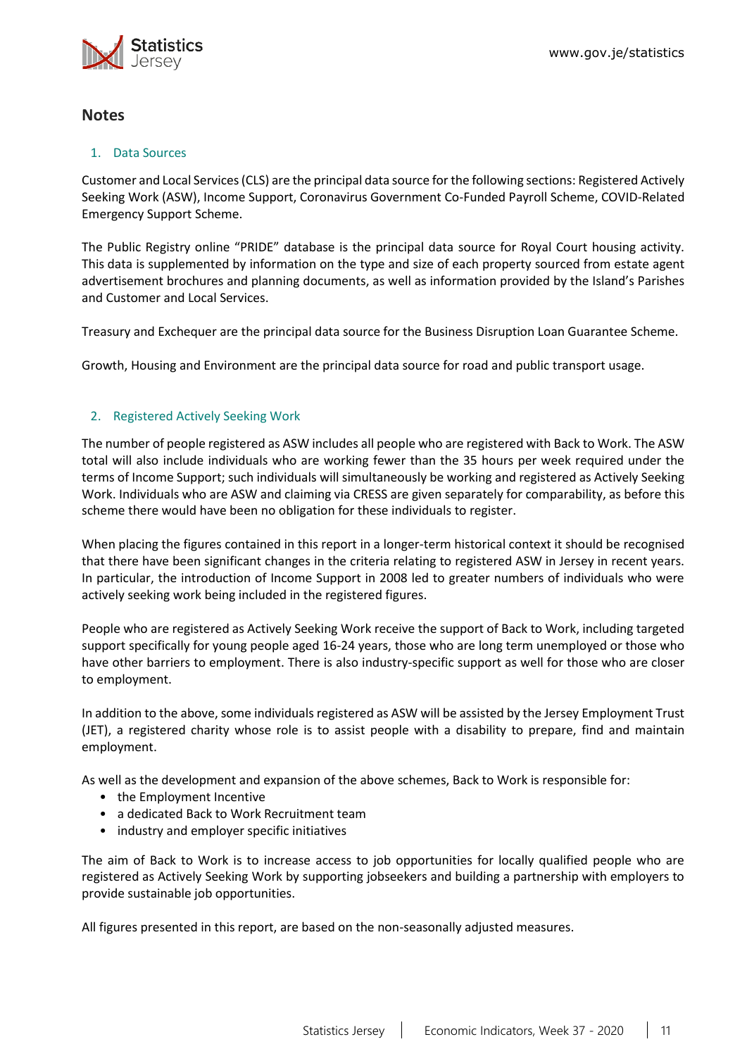## Notes

### 1. Data Sources

Customer and Local Services (CLS) are the principal data source for the following sections: Registered Actively Seeking Work (ASW), Income Support, Coronavirus Government Co-Funded Payroll Scheme, COVID-Related Emergency Support Scheme.

The Public Registry online "PRIDE" database is the principal data source for Royal Court housing activity. This data is supplemented by information on the type and size of each property sourced from estate agent advertisement brochures and planning documents, as well as information provided by the Island's Parishes and Customer and Local Services.

Treasury and Exchequer are the principal data source for the Business Disruption Loan Guarantee Scheme.

Growth, Housing and Environment are the principal data source for road and public transport usage.

### 2. Registered Actively Seeking Work

The number of people registered as ASW includes all people who are registered with Back to Work. The ASW total will also include individuals who are working fewer than the 35 hours per week required under the terms of Income Support; such individuals will simultaneously be working and registered as Actively Seeking Work. Individuals who are ASW and claiming via CRESS are given separately for comparability, as before this scheme there would have been no obligation for these individuals to register.

When placing the figures contained in this report in a longer-term historical context it should be recognised that there have been significant changes in the criteria relating to registered ASW in Jersey in recent years. In particular, the introduction of Income Support in 2008 led to greater numbers of individuals who were actively seeking work being included in the registered figures.

People who are registered as Actively Seeking Work receive the support of Back to Work, including targeted support specifically for young people aged 16-24 years, those who are long term unemployed or those who have other barriers to employment. There is also industry-specific support as well for those who are closer to employment.

In addition to the above, some individuals registered as ASW will be assisted by the Jersey Employment Trust (JET), a registered charity whose role is to assist people with a disability to prepare, find and maintain employment.

As well as the development and expansion of the above schemes, Back to Work is responsible for:

- the Employment Incentive
- a dedicated Back to Work Recruitment team
- industry and employer specific initiatives

The aim of Back to Work is to increase access to job opportunities for locally qualified people who are registered as Actively Seeking Work by supporting jobseekers and building a partnership with employers to provide sustainable job opportunities.

All figures presented in this report, are based on the non-seasonally adjusted measures.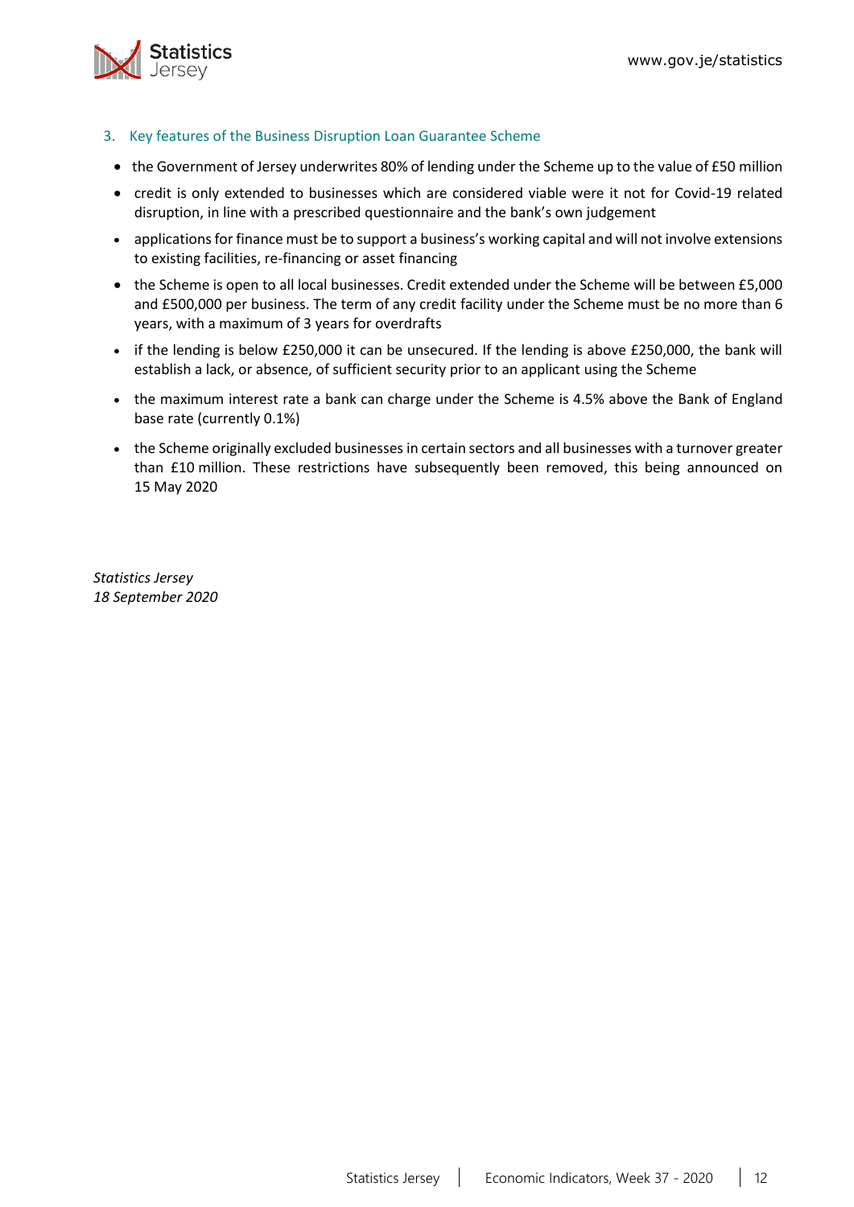### 3. Key features of the Business Disruption Loan Guarantee Scheme

- the Government of Jersey underwrites 80% of lending under the Scheme up to the value of £50 million
- credit is only extended to businesses which are considered viable were it not for Covid-19 related disruption, in line with a prescribed questionnaire and the bank's own judgement
- applications for finance must be to support a business's working capital and will not involve extensions to existing facilities, re-financing or asset financing
- the Scheme is open to all local businesses. Credit extended under the Scheme will be between £5,000 and £500,000 per business. The term of any credit facility under the Scheme must be no more than 6 years, with a maximum of 3 years for overdrafts
- if the lending is below £250,000 it can be unsecured. If the lending is above £250,000, the bank will establish a lack, or absence, of sufficient security prior to an applicant using the Scheme
- the maximum interest rate a bank can charge under the Scheme is 4.5% above the Bank of England base rate (currently 0.1%)
- the Scheme originally excluded businesses in certain sectors and all businesses with a turnover greater than £10 million. These restrictions have subsequently been removed, this being announced on 15 May 2020

*Statistics Jersey*
*18 September 2020*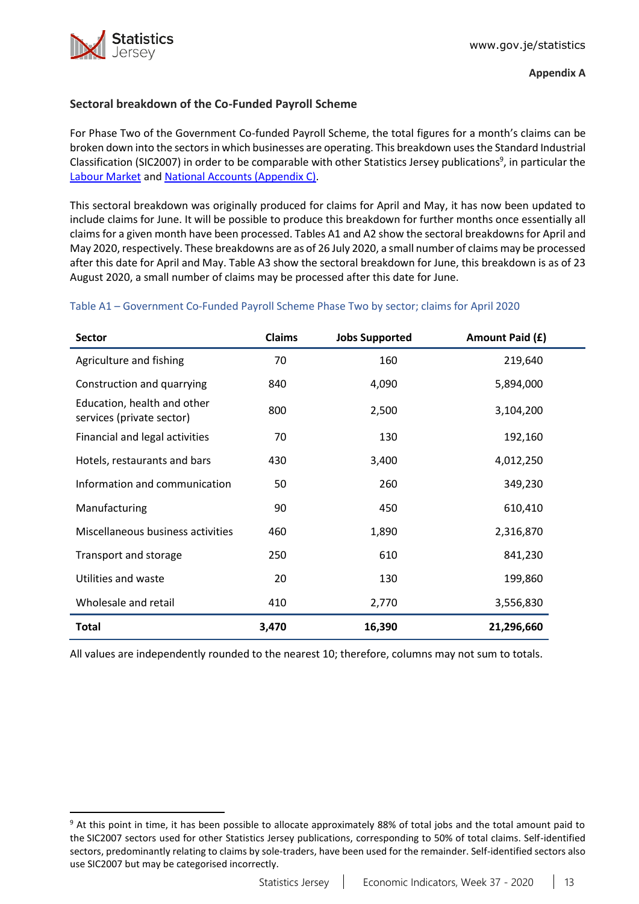**Appendix A**

### Sectoral breakdown of the Co-Funded Payroll Scheme

For Phase Two of the Government Co-funded Payroll Scheme, the total figures for a month's claims can be broken down into the sectors in which businesses are operating. This breakdown uses the Standard Industrial Classification (SIC2007) in order to be comparable with other Statistics Jersey publications[9], in particular the Labour Market and National Accounts (Appendix C).

This sectoral breakdown was originally produced for claims for April and May, it has now been updated to include claims for June. It will be possible to produce this breakdown for further months once essentially all claims for a given month have been processed. Tables A1 and A2 show the sectoral breakdowns for April and May 2020, respectively. These breakdowns are as of 26 July 2020, a small number of claims may be processed after this date for April and May. Table A3 show the sectoral breakdown for June, this breakdown is as of 23 August 2020, a small number of claims may be processed after this date for June.

Table A1 – Government Co-Funded Payroll Scheme Phase Two by sector; claims for April 2020

| Sector | Claims | Jobs Supported | Amount Paid (£) |
|---|---|---|---|
| Agriculture and fishing | 70 | 160 | 219,640 |
| Construction and quarrying | 840 | 4,090 | 5,894,000 |
| Education, health and other services (private sector) | 800 | 2,500 | 3,104,200 |
| Financial and legal activities | 70 | 130 | 192,160 |
| Hotels, restaurants and bars | 430 | 3,400 | 4,012,250 |
| Information and communication | 50 | 260 | 349,230 |
| Manufacturing | 90 | 450 | 610,410 |
| Miscellaneous business activities | 460 | 1,890 | 2,316,870 |
| Transport and storage | 250 | 610 | 841,230 |
| Utilities and waste | 20 | 130 | 199,860 |
| Wholesale and retail | 410 | 2,770 | 3,556,830 |
| **Total** | **3,470** | **16,390** | **21,296,660** |

All values are independently rounded to the nearest 10; therefore, columns may not sum to totals.

[9] At this point in time, it has been possible to allocate approximately 88% of total jobs and the total amount paid to the SIC2007 sectors used for other Statistics Jersey publications, corresponding to 50% of total claims. Self-identified sectors, predominantly relating to claims by sole-traders, have been used for the remainder. Self-identified sectors also use SIC2007 but may be categorised incorrectly.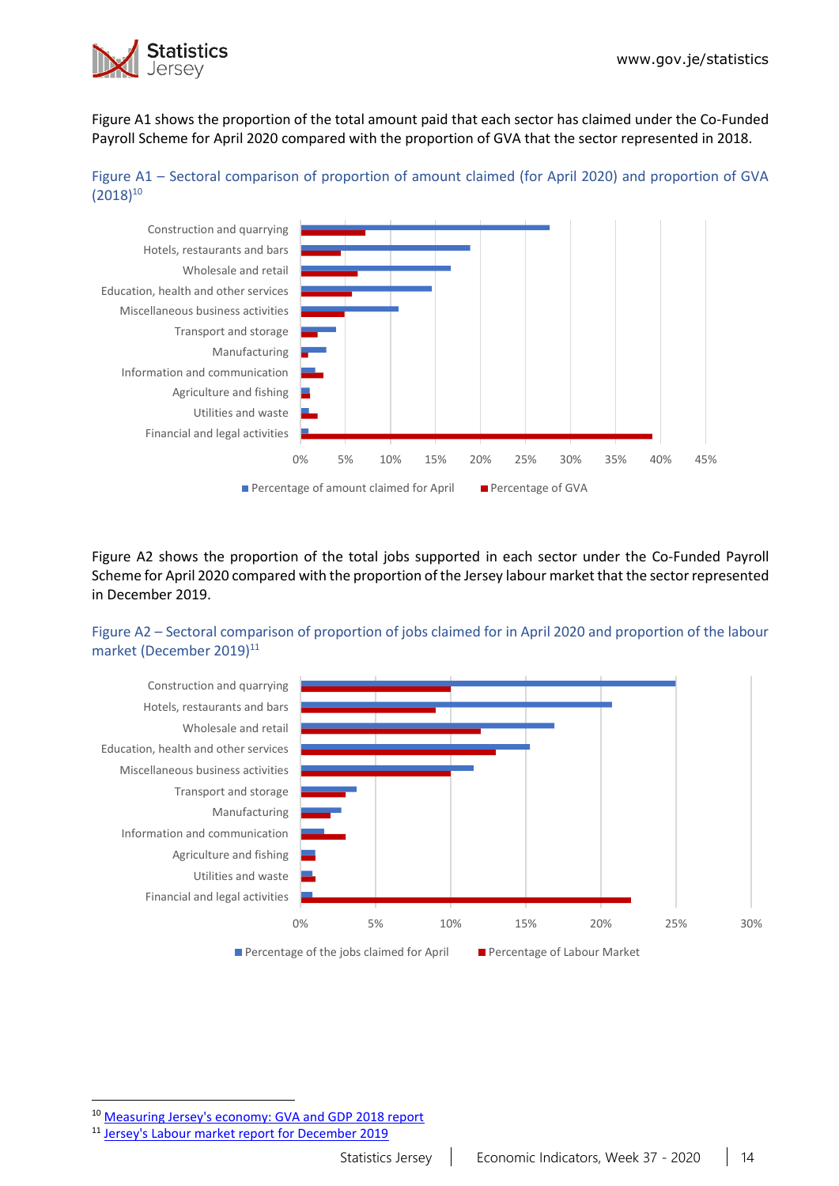Figure A1 shows the proportion of the total amount paid that each sector has claimed under the Co-Funded Payroll Scheme for April 2020 compared with the proportion of GVA that the sector represented in 2018.

Figure A1 – Sectoral comparison of proportion of amount claimed (for April 2020) and proportion of GVA (2018)[10]

Figure A2 shows the proportion of the total jobs supported in each sector under the Co-Funded Payroll Scheme for April 2020 compared with the proportion of the Jersey labour market that the sector represented in December 2019.

Figure A2 – Sectoral comparison of proportion of jobs claimed for in April 2020 and proportion of the labour market (December 2019)[11]

[10] Measuring Jersey's economy: GVA and GDP 2018 report

[11] Jersey's Labour market report for December 2019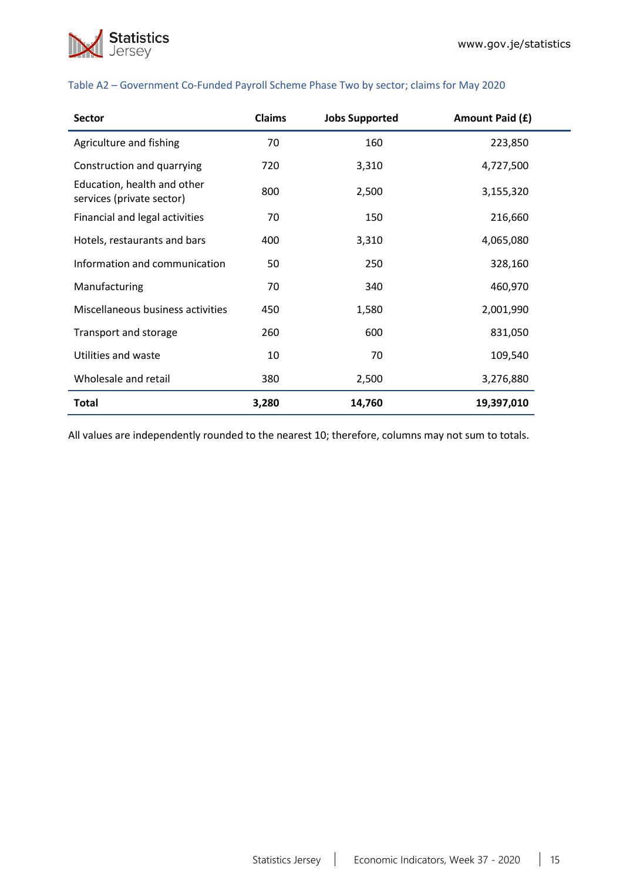Table A2 – Government Co-Funded Payroll Scheme Phase Two by sector; claims for May 2020

| Sector | Claims | Jobs Supported | Amount Paid (£) |
|---|---|---|---|
| Agriculture and fishing | 70 | 160 | 223,850 |
| Construction and quarrying | 720 | 3,310 | 4,727,500 |
| Education, health and other services (private sector) | 800 | 2,500 | 3,155,320 |
| Financial and legal activities | 70 | 150 | 216,660 |
| Hotels, restaurants and bars | 400 | 3,310 | 4,065,080 |
| Information and communication | 50 | 250 | 328,160 |
| Manufacturing | 70 | 340 | 460,970 |
| Miscellaneous business activities | 450 | 1,580 | 2,001,990 |
| Transport and storage | 260 | 600 | 831,050 |
| Utilities and waste | 10 | 70 | 109,540 |
| Wholesale and retail | 380 | 2,500 | 3,276,880 |
| **Total** | **3,280** | **14,760** | **19,397,010** |

All values are independently rounded to the nearest 10; therefore, columns may not sum to totals.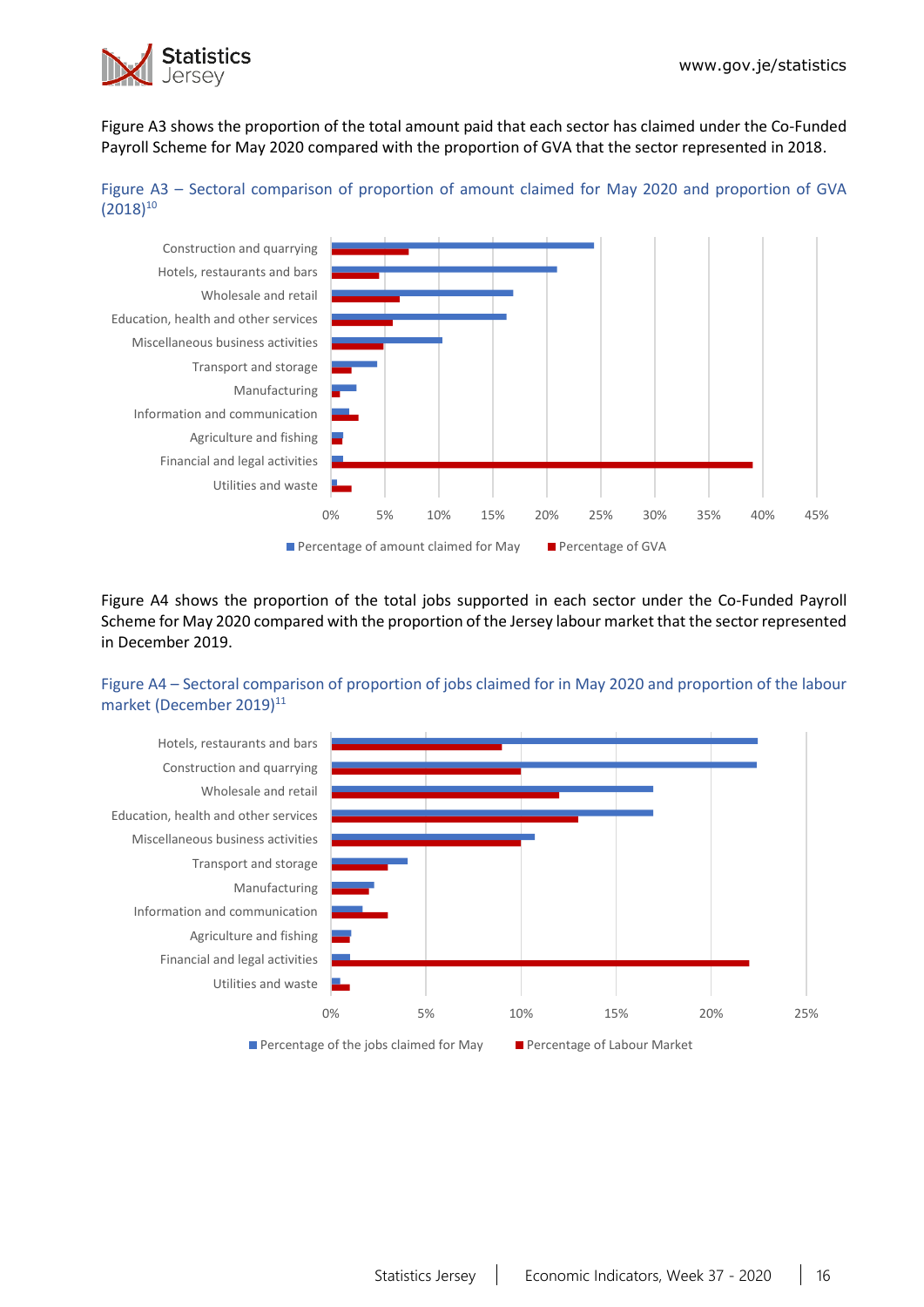Figure A3 shows the proportion of the total amount paid that each sector has claimed under the Co-Funded Payroll Scheme for May 2020 compared with the proportion of GVA that the sector represented in 2018.

Figure A3 – Sectoral comparison of proportion of amount claimed for May 2020 and proportion of GVA (2018)[10]

Figure A4 shows the proportion of the total jobs supported in each sector under the Co-Funded Payroll Scheme for May 2020 compared with the proportion of the Jersey labour market that the sector represented in December 2019.

Figure A4 – Sectoral comparison of proportion of jobs claimed for in May 2020 and proportion of the labour market (December 2019)[11]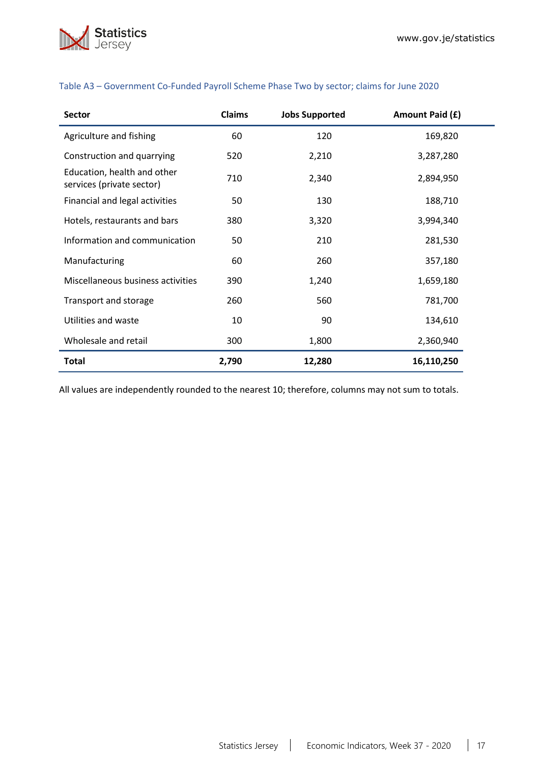Table A3 – Government Co-Funded Payroll Scheme Phase Two by sector; claims for June 2020

| Sector | Claims | Jobs Supported | Amount Paid (£) |
|---|---|---|---|
| Agriculture and fishing | 60 | 120 | 169,820 |
| Construction and quarrying | 520 | 2,210 | 3,287,280 |
| Education, health and other services (private sector) | 710 | 2,340 | 2,894,950 |
| Financial and legal activities | 50 | 130 | 188,710 |
| Hotels, restaurants and bars | 380 | 3,320 | 3,994,340 |
| Information and communication | 50 | 210 | 281,530 |
| Manufacturing | 60 | 260 | 357,180 |
| Miscellaneous business activities | 390 | 1,240 | 1,659,180 |
| Transport and storage | 260 | 560 | 781,700 |
| Utilities and waste | 10 | 90 | 134,610 |
| Wholesale and retail | 300 | 1,800 | 2,360,940 |
| **Total** | **2,790** | **12,280** | **16,110,250** |

All values are independently rounded to the nearest 10; therefore, columns may not sum to totals.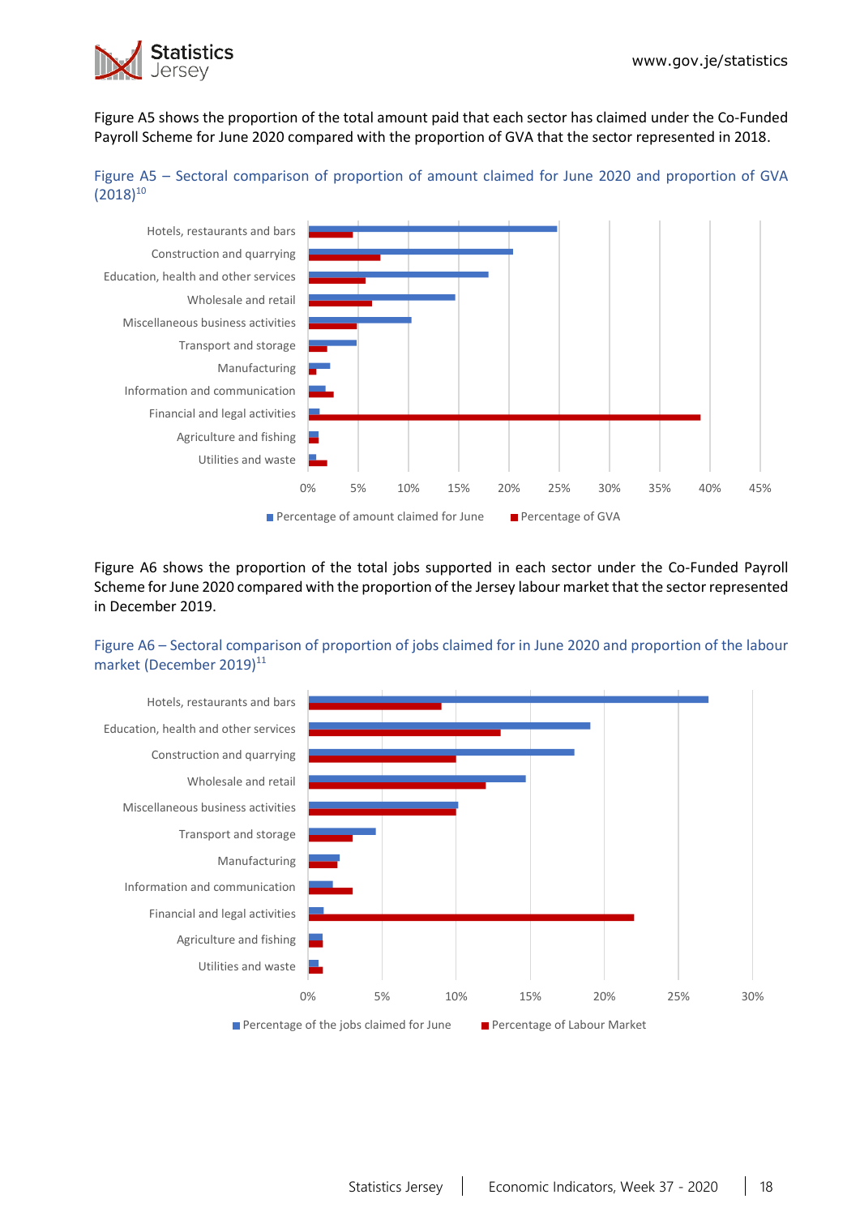Figure A5 shows the proportion of the total amount paid that each sector has claimed under the Co-Funded Payroll Scheme for June 2020 compared with the proportion of GVA that the sector represented in 2018.

Figure A5 – Sectoral comparison of proportion of amount claimed for June 2020 and proportion of GVA (2018)[10]

Figure A6 shows the proportion of the total jobs supported in each sector under the Co-Funded Payroll Scheme for June 2020 compared with the proportion of the Jersey labour market that the sector represented in December 2019.

Figure A6 – Sectoral comparison of proportion of jobs claimed for in June 2020 and proportion of the labour market (December 2019)[11]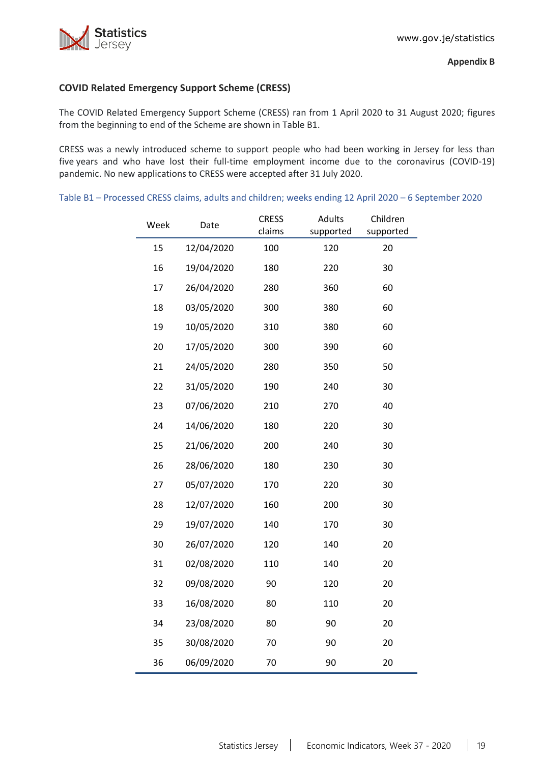**Appendix B**

### COVID Related Emergency Support Scheme (CRESS)

The COVID Related Emergency Support Scheme (CRESS) ran from 1 April 2020 to 31 August 2020; figures from the beginning to end of the Scheme are shown in Table B1.

CRESS was a newly introduced scheme to support people who had been working in Jersey for less than five years and who have lost their full-time employment income due to the coronavirus (COVID-19) pandemic. No new applications to CRESS were accepted after 31 July 2020.

Table B1 – Processed CRESS claims, adults and children; weeks ending 12 April 2020 – 6 September 2020

| Week | Date | CRESS claims | Adults supported | Children supported |
|---|---|---|---|---|
| 15 | 12/04/2020 | 100 | 120 | 20 |
| 16 | 19/04/2020 | 180 | 220 | 30 |
| 17 | 26/04/2020 | 280 | 360 | 60 |
| 18 | 03/05/2020 | 300 | 380 | 60 |
| 19 | 10/05/2020 | 310 | 380 | 60 |
| 20 | 17/05/2020 | 300 | 390 | 60 |
| 21 | 24/05/2020 | 280 | 350 | 50 |
| 22 | 31/05/2020 | 190 | 240 | 30 |
| 23 | 07/06/2020 | 210 | 270 | 40 |
| 24 | 14/06/2020 | 180 | 220 | 30 |
| 25 | 21/06/2020 | 200 | 240 | 30 |
| 26 | 28/06/2020 | 180 | 230 | 30 |
| 27 | 05/07/2020 | 170 | 220 | 30 |
| 28 | 12/07/2020 | 160 | 200 | 30 |
| 29 | 19/07/2020 | 140 | 170 | 30 |
| 30 | 26/07/2020 | 120 | 140 | 20 |
| 31 | 02/08/2020 | 110 | 140 | 20 |
| 32 | 09/08/2020 | 90 | 120 | 20 |
| 33 | 16/08/2020 | 80 | 110 | 20 |
| 34 | 23/08/2020 | 80 | 90 | 20 |
| 35 | 30/08/2020 | 70 | 90 | 20 |
| 36 | 06/09/2020 | 70 | 90 | 20 |